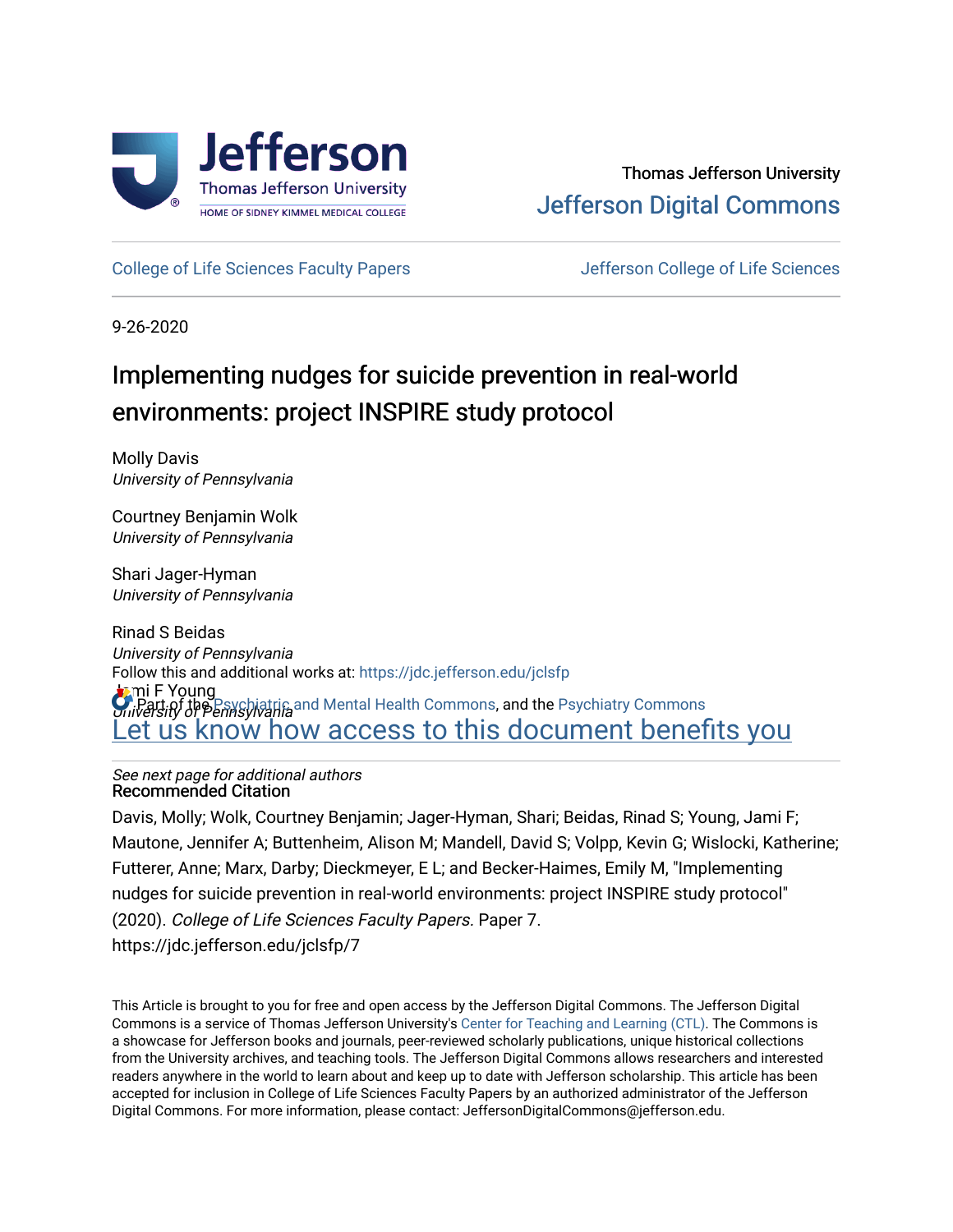Thomas Jefferson University

Jefferson Digital Commons

College of Life Sciences Faculty Papers

Jefferson College of Life Sciences

9-26-2020

# Implementing nudges for suicide prevention in real-world environments: project INSPIRE study protocol

Molly Davis
*University of Pennsylvania*

Courtney Benjamin Wolk
*University of Pennsylvania*

Shari Jager-Hyman
*University of Pennsylvania*

Rinad S Beidas
*University of Pennsylvania*

Jami F Young
*University of Pennsylvania*

*See next page for additional authors*

Follow this and additional works at: https://jdc.jefferson.edu/jclsfp

Part of the Psychiatric and Mental Health Commons, and the Psychiatry Commons

Let us know how access to this document benefits you

## Recommended Citation

Davis, Molly; Wolk, Courtney Benjamin; Jager-Hyman, Shari; Beidas, Rinad S; Young, Jami F; Mautone, Jennifer A; Buttenheim, Alison M; Mandell, David S; Volpp, Kevin G; Wislocki, Katherine; Futterer, Anne; Marx, Darby; Dieckmeyer, E L; and Becker-Haimes, Emily M, "Implementing nudges for suicide prevention in real-world environments: project INSPIRE study protocol" (2020). *College of Life Sciences Faculty Papers.* Paper 7.
https://jdc.jefferson.edu/jclsfp/7

This Article is brought to you for free and open access by the Jefferson Digital Commons. The Jefferson Digital Commons is a service of Thomas Jefferson University's Center for Teaching and Learning (CTL). The Commons is a showcase for Jefferson books and journals, peer-reviewed scholarly publications, unique historical collections from the University archives, and teaching tools. The Jefferson Digital Commons allows researchers and interested readers anywhere in the world to learn about and keep up to date with Jefferson scholarship. This article has been accepted for inclusion in College of Life Sciences Faculty Papers by an authorized administrator of the Jefferson Digital Commons. For more information, please contact: JeffersonDigitalCommons@jefferson.edu.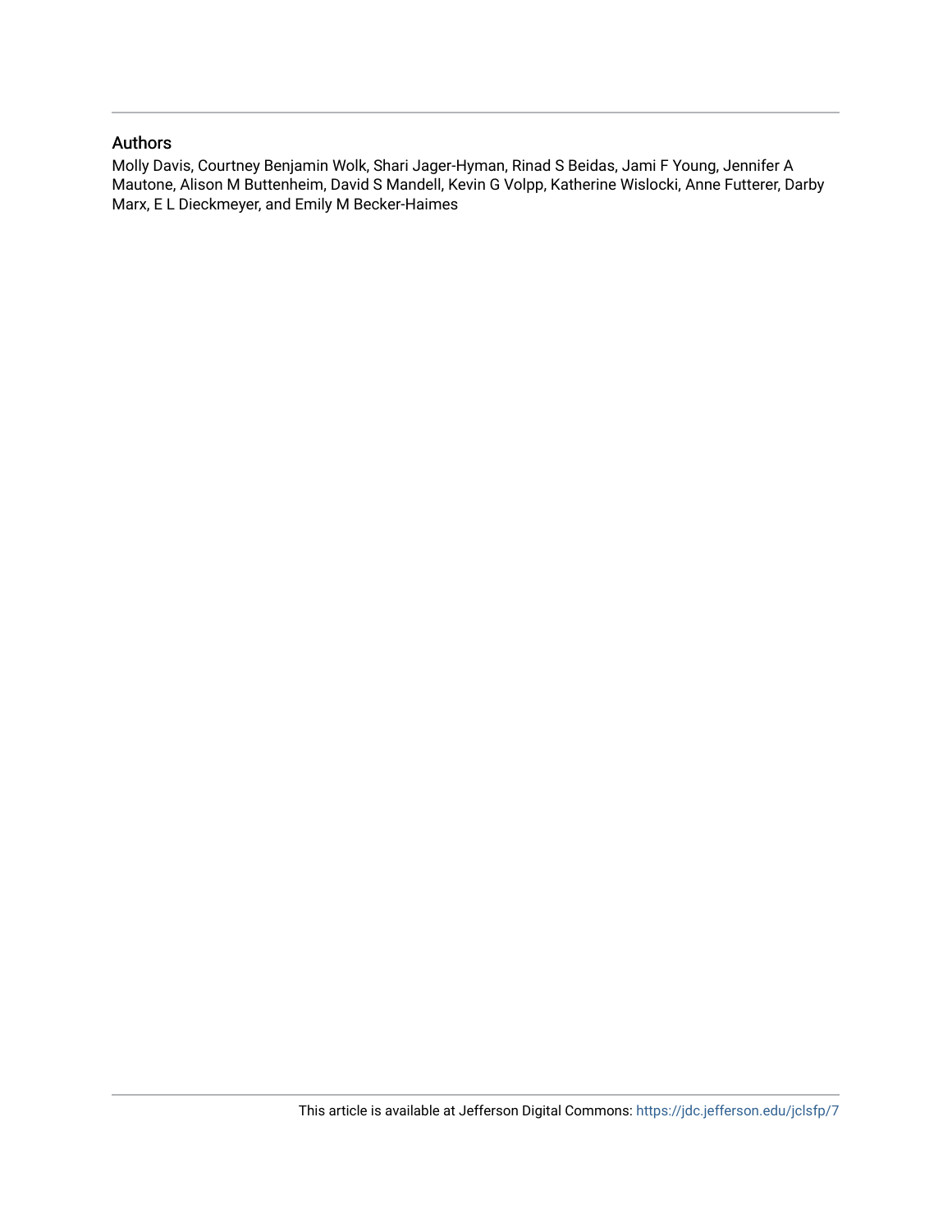## Authors

Molly Davis, Courtney Benjamin Wolk, Shari Jager-Hyman, Rinad S Beidas, Jami F Young, Jennifer A Mautone, Alison M Buttenheim, David S Mandell, Kevin G Volpp, Katherine Wislocki, Anne Futterer, Darby Marx, E L Dieckmeyer, and Emily M Becker-Haimes

This article is available at Jefferson Digital Commons: https://jdc.jefferson.edu/jclsfp/7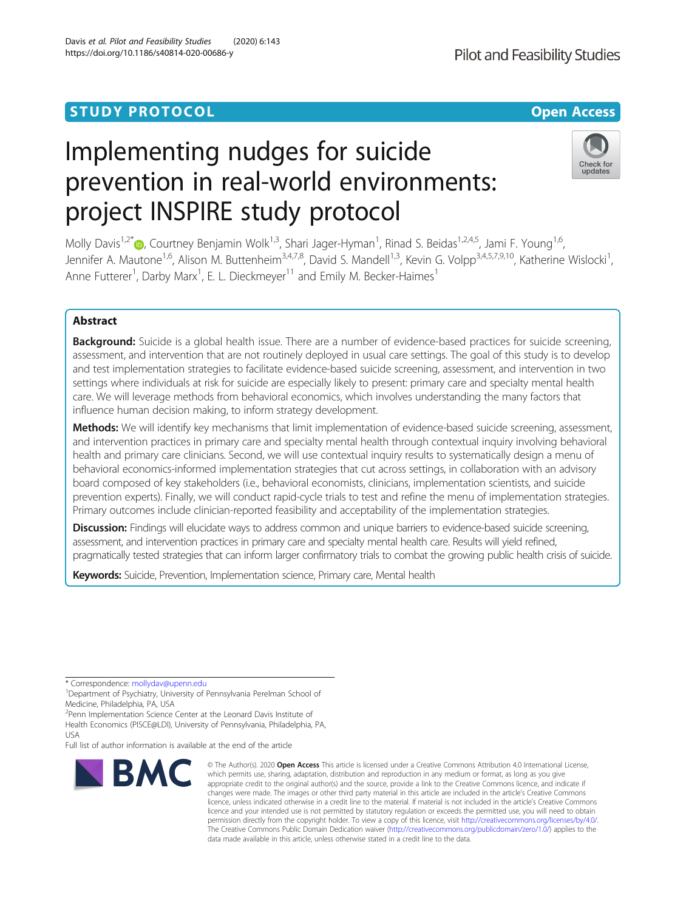# Implementing nudges for suicide prevention in real-world environments: project INSPIRE study protocol

Molly Davis[1,2*], Courtney Benjamin Wolk[1,3], Shari Jager-Hyman[1], Rinad S. Beidas[1,2,4,5], Jami F. Young[1,6], Jennifer A. Mautone[1,6], Alison M. Buttenheim[3,4,7,8], David S. Mandell[1,3], Kevin G. Volpp[3,4,5,7,9,10], Katherine Wislocki[1], Anne Futterer[1], Darby Marx[1], E. L. Dieckmeyer[11] and Emily M. Becker-Haimes[1]

## Abstract

**Background:** Suicide is a global health issue. There are a number of evidence-based practices for suicide screening, assessment, and intervention that are not routinely deployed in usual care settings. The goal of this study is to develop and test implementation strategies to facilitate evidence-based suicide screening, assessment, and intervention in two settings where individuals at risk for suicide are especially likely to present: primary care and specialty mental health care. We will leverage methods from behavioral economics, which involves understanding the many factors that influence human decision making, to inform strategy development.

**Methods:** We will identify key mechanisms that limit implementation of evidence-based suicide screening, assessment, and intervention practices in primary care and specialty mental health through contextual inquiry involving behavioral health and primary care clinicians. Second, we will use contextual inquiry results to systematically design a menu of behavioral economics-informed implementation strategies that cut across settings, in collaboration with an advisory board composed of key stakeholders (i.e., behavioral economists, clinicians, implementation scientists, and suicide prevention experts). Finally, we will conduct rapid-cycle trials to test and refine the menu of implementation strategies. Primary outcomes include clinician-reported feasibility and acceptability of the implementation strategies.

**Discussion:** Findings will elucidate ways to address common and unique barriers to evidence-based suicide screening, assessment, and intervention practices in primary care and specialty mental health care. Results will yield refined, pragmatically tested strategies that can inform larger confirmatory trials to combat the growing public health crisis of suicide.

**Keywords:** Suicide, Prevention, Implementation science, Primary care, Mental health

---

* Correspondence: mollydav@upenn.edu

[1]Department of Psychiatry, University of Pennsylvania Perelman School of Medicine, Philadelphia, PA, USA

[2]Penn Implementation Science Center at the Leonard Davis Institute of Health Economics (PISCE@LDI), University of Pennsylvania, Philadelphia, PA, USA

Full list of author information is available at the end of the article

© The Author(s). 2020 **Open Access** This article is licensed under a Creative Commons Attribution 4.0 International License, which permits use, sharing, adaptation, distribution and reproduction in any medium or format, as long as you give appropriate credit to the original author(s) and the source, provide a link to the Creative Commons licence, and indicate if changes were made. The images or other third party material in this article are included in the article's Creative Commons licence, unless indicated otherwise in a credit line to the material. If material is not included in the article's Creative Commons licence and your intended use is not permitted by statutory regulation or exceeds the permitted use, you will need to obtain permission directly from the copyright holder. To view a copy of this licence, visit http://creativecommons.org/licenses/by/4.0/. The Creative Commons Public Domain Dedication waiver (http://creativecommons.org/publicdomain/zero/1.0/) applies to the data made available in this article, unless otherwise stated in a credit line to the data.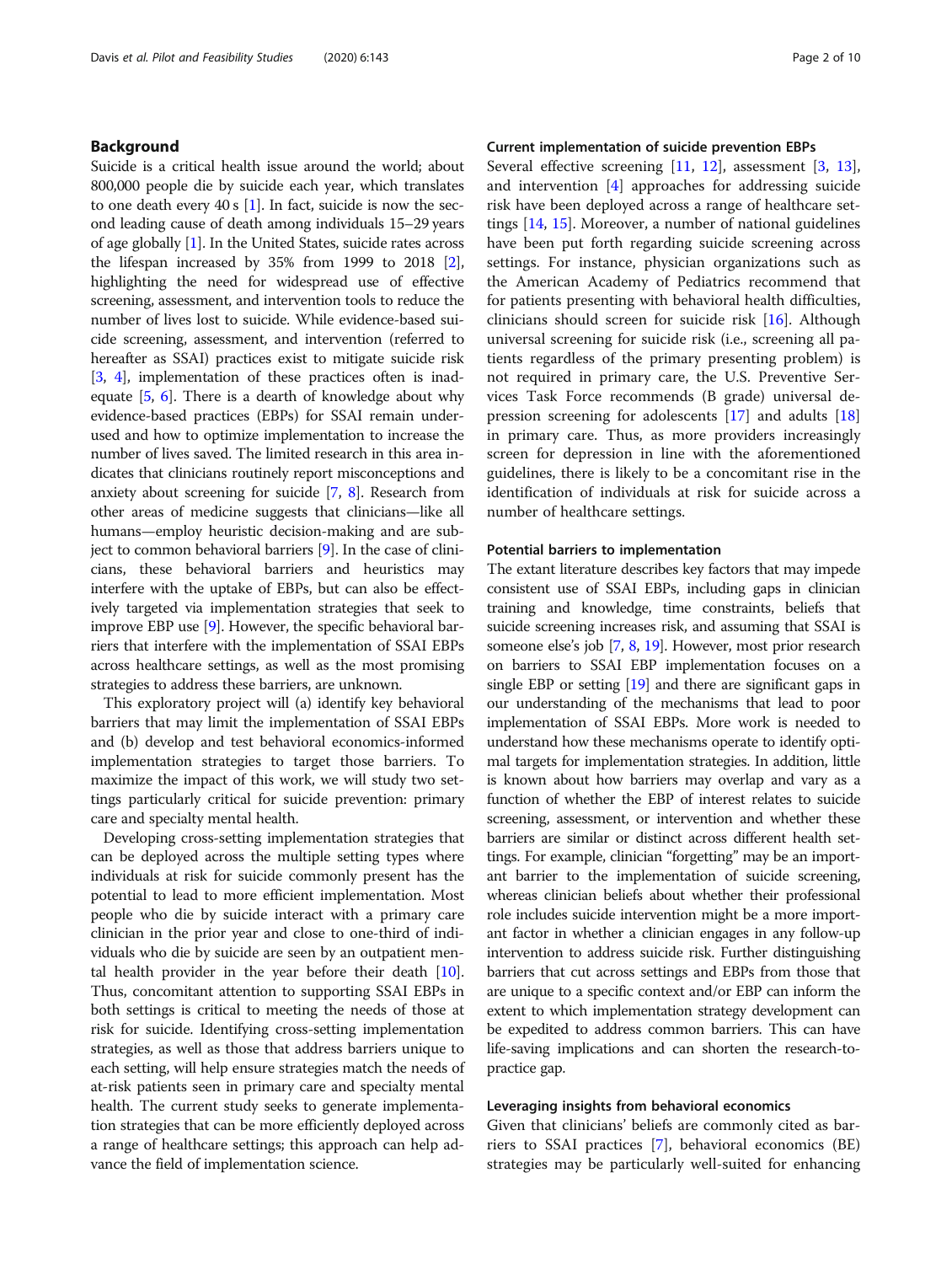## Background

Suicide is a critical health issue around the world; about 800,000 people die by suicide each year, which translates to one death every 40 s [1]. In fact, suicide is now the second leading cause of death among individuals 15–29 years of age globally [1]. In the United States, suicide rates across the lifespan increased by 35% from 1999 to 2018 [2], highlighting the need for widespread use of effective screening, assessment, and intervention tools to reduce the number of lives lost to suicide. While evidence-based suicide screening, assessment, and intervention (referred to hereafter as SSAI) practices exist to mitigate suicide risk [3, 4], implementation of these practices often is inadequate [5, 6]. There is a dearth of knowledge about why evidence-based practices (EBPs) for SSAI remain underused and how to optimize implementation to increase the number of lives saved. The limited research in this area indicates that clinicians routinely report misconceptions and anxiety about screening for suicide [7, 8]. Research from other areas of medicine suggests that clinicians—like all humans—employ heuristic decision-making and are subject to common behavioral barriers [9]. In the case of clinicians, these behavioral barriers and heuristics may interfere with the uptake of EBPs, but can also be effectively targeted via implementation strategies that seek to improve EBP use [9]. However, the specific behavioral barriers that interfere with the implementation of SSAI EBPs across healthcare settings, as well as the most promising strategies to address these barriers, are unknown.

This exploratory project will (a) identify key behavioral barriers that may limit the implementation of SSAI EBPs and (b) develop and test behavioral economics-informed implementation strategies to target those barriers. To maximize the impact of this work, we will study two settings particularly critical for suicide prevention: primary care and specialty mental health.

Developing cross-setting implementation strategies that can be deployed across the multiple setting types where individuals at risk for suicide commonly present has the potential to lead to more efficient implementation. Most people who die by suicide interact with a primary care clinician in the prior year and close to one-third of individuals who die by suicide are seen by an outpatient mental health provider in the year before their death [10]. Thus, concomitant attention to supporting SSAI EBPs in both settings is critical to meeting the needs of those at risk for suicide. Identifying cross-setting implementation strategies, as well as those that address barriers unique to each setting, will help ensure strategies match the needs of at-risk patients seen in primary care and specialty mental health. The current study seeks to generate implementation strategies that can be more efficiently deployed across a range of healthcare settings; this approach can help advance the field of implementation science.

### Current implementation of suicide prevention EBPs

Several effective screening [11, 12], assessment [3, 13], and intervention [4] approaches for addressing suicide risk have been deployed across a range of healthcare settings [14, 15]. Moreover, a number of national guidelines have been put forth regarding suicide screening across settings. For instance, physician organizations such as the American Academy of Pediatrics recommend that for patients presenting with behavioral health difficulties, clinicians should screen for suicide risk [16]. Although universal screening for suicide risk (i.e., screening all patients regardless of the primary presenting problem) is not required in primary care, the U.S. Preventive Services Task Force recommends (B grade) universal depression screening for adolescents [17] and adults [18] in primary care. Thus, as more providers increasingly screen for depression in line with the aforementioned guidelines, there is likely to be a concomitant rise in the identification of individuals at risk for suicide across a number of healthcare settings.

### Potential barriers to implementation

The extant literature describes key factors that may impede consistent use of SSAI EBPs, including gaps in clinician training and knowledge, time constraints, beliefs that suicide screening increases risk, and assuming that SSAI is someone else's job [7, 8, 19]. However, most prior research on barriers to SSAI EBP implementation focuses on a single EBP or setting [19] and there are significant gaps in our understanding of the mechanisms that lead to poor implementation of SSAI EBPs. More work is needed to understand how these mechanisms operate to identify optimal targets for implementation strategies. In addition, little is known about how barriers may overlap and vary as a function of whether the EBP of interest relates to suicide screening, assessment, or intervention and whether these barriers are similar or distinct across different health settings. For example, clinician "forgetting" may be an important barrier to the implementation of suicide screening, whereas clinician beliefs about whether their professional role includes suicide intervention might be a more important factor in whether a clinician engages in any follow-up intervention to address suicide risk. Further distinguishing barriers that cut across settings and EBPs from those that are unique to a specific context and/or EBP can inform the extent to which implementation strategy development can be expedited to address common barriers. This can have life-saving implications and can shorten the research-to-practice gap.

### Leveraging insights from behavioral economics

Given that clinicians' beliefs are commonly cited as barriers to SSAI practices [7], behavioral economics (BE) strategies may be particularly well-suited for enhancing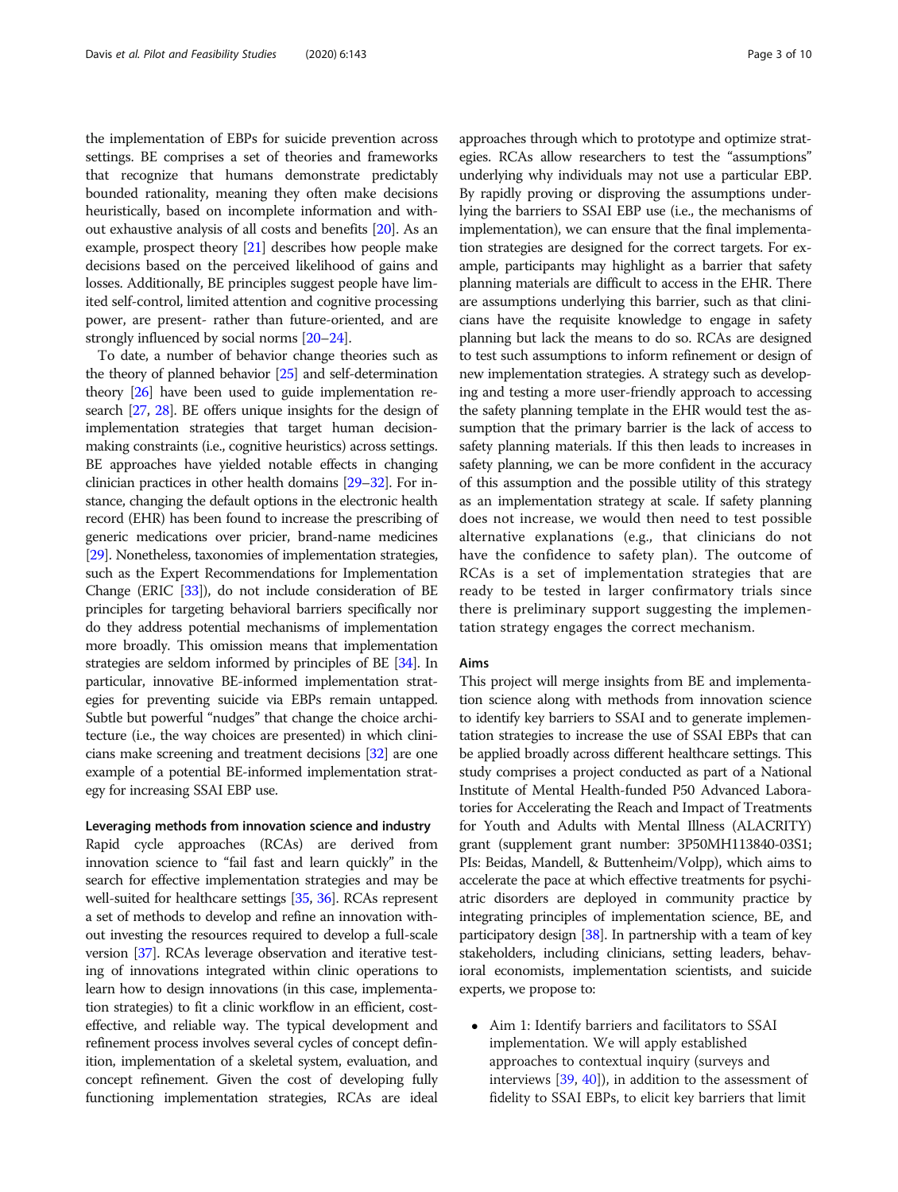the implementation of EBPs for suicide prevention across settings. BE comprises a set of theories and frameworks that recognize that humans demonstrate predictably bounded rationality, meaning they often make decisions heuristically, based on incomplete information and without exhaustive analysis of all costs and benefits [20]. As an example, prospect theory [21] describes how people make decisions based on the perceived likelihood of gains and losses. Additionally, BE principles suggest people have limited self-control, limited attention and cognitive processing power, are present- rather than future-oriented, and are strongly influenced by social norms [20–24].

To date, a number of behavior change theories such as the theory of planned behavior [25] and self-determination theory [26] have been used to guide implementation research [27, 28]. BE offers unique insights for the design of implementation strategies that target human decision-making constraints (i.e., cognitive heuristics) across settings. BE approaches have yielded notable effects in changing clinician practices in other health domains [29–32]. For instance, changing the default options in the electronic health record (EHR) has been found to increase the prescribing of generic medications over pricier, brand-name medicines [29]. Nonetheless, taxonomies of implementation strategies, such as the Expert Recommendations for Implementation Change (ERIC [33]), do not include consideration of BE principles for targeting behavioral barriers specifically nor do they address potential mechanisms of implementation more broadly. This omission means that implementation strategies are seldom informed by principles of BE [34]. In particular, innovative BE-informed implementation strategies for preventing suicide via EBPs remain untapped. Subtle but powerful "nudges" that change the choice architecture (i.e., the way choices are presented) in which clinicians make screening and treatment decisions [32] are one example of a potential BE-informed implementation strategy for increasing SSAI EBP use.

### Leveraging methods from innovation science and industry

Rapid cycle approaches (RCAs) are derived from innovation science to "fail fast and learn quickly" in the search for effective implementation strategies and may be well-suited for healthcare settings [35, 36]. RCAs represent a set of methods to develop and refine an innovation without investing the resources required to develop a full-scale version [37]. RCAs leverage observation and iterative testing of innovations integrated within clinic operations to learn how to design innovations (in this case, implementation strategies) to fit a clinic workflow in an efficient, cost-effective, and reliable way. The typical development and refinement process involves several cycles of concept definition, implementation of a skeletal system, evaluation, and concept refinement. Given the cost of developing fully functioning implementation strategies, RCAs are ideal approaches through which to prototype and optimize strategies. RCAs allow researchers to test the "assumptions" underlying why individuals may not use a particular EBP. By rapidly proving or disproving the assumptions underlying the barriers to SSAI EBP use (i.e., the mechanisms of implementation), we can ensure that the final implementation strategies are designed for the correct targets. For example, participants may highlight as a barrier that safety planning materials are difficult to access in the EHR. There are assumptions underlying this barrier, such as that clinicians have the requisite knowledge to engage in safety planning but lack the means to do so. RCAs are designed to test such assumptions to inform refinement or design of new implementation strategies. A strategy such as developing and testing a more user-friendly approach to accessing the safety planning template in the EHR would test the assumption that the primary barrier is the lack of access to safety planning materials. If this then leads to increases in safety planning, we can be more confident in the accuracy of this assumption and the possible utility of this strategy as an implementation strategy at scale. If safety planning does not increase, we would then need to test possible alternative explanations (e.g., that clinicians do not have the confidence to safety plan). The outcome of RCAs is a set of implementation strategies that are ready to be tested in larger confirmatory trials since there is preliminary support suggesting the implementation strategy engages the correct mechanism.

### Aims

This project will merge insights from BE and implementation science along with methods from innovation science to identify key barriers to SSAI and to generate implementation strategies to increase the use of SSAI EBPs that can be applied broadly across different healthcare settings. This study comprises a project conducted as part of a National Institute of Mental Health-funded P50 Advanced Laboratories for Accelerating the Reach and Impact of Treatments for Youth and Adults with Mental Illness (ALACRITY) grant (supplement grant number: 3P50MH113840-03S1; PIs: Beidas, Mandell, & Buttenheim/Volpp), which aims to accelerate the pace at which effective treatments for psychiatric disorders are deployed in community practice by integrating principles of implementation science, BE, and participatory design [38]. In partnership with a team of key stakeholders, including clinicians, setting leaders, behavioral economists, implementation scientists, and suicide experts, we propose to:

- Aim 1: Identify barriers and facilitators to SSAI implementation. We will apply established approaches to contextual inquiry (surveys and interviews [39, 40]), in addition to the assessment of fidelity to SSAI EBPs, to elicit key barriers that limit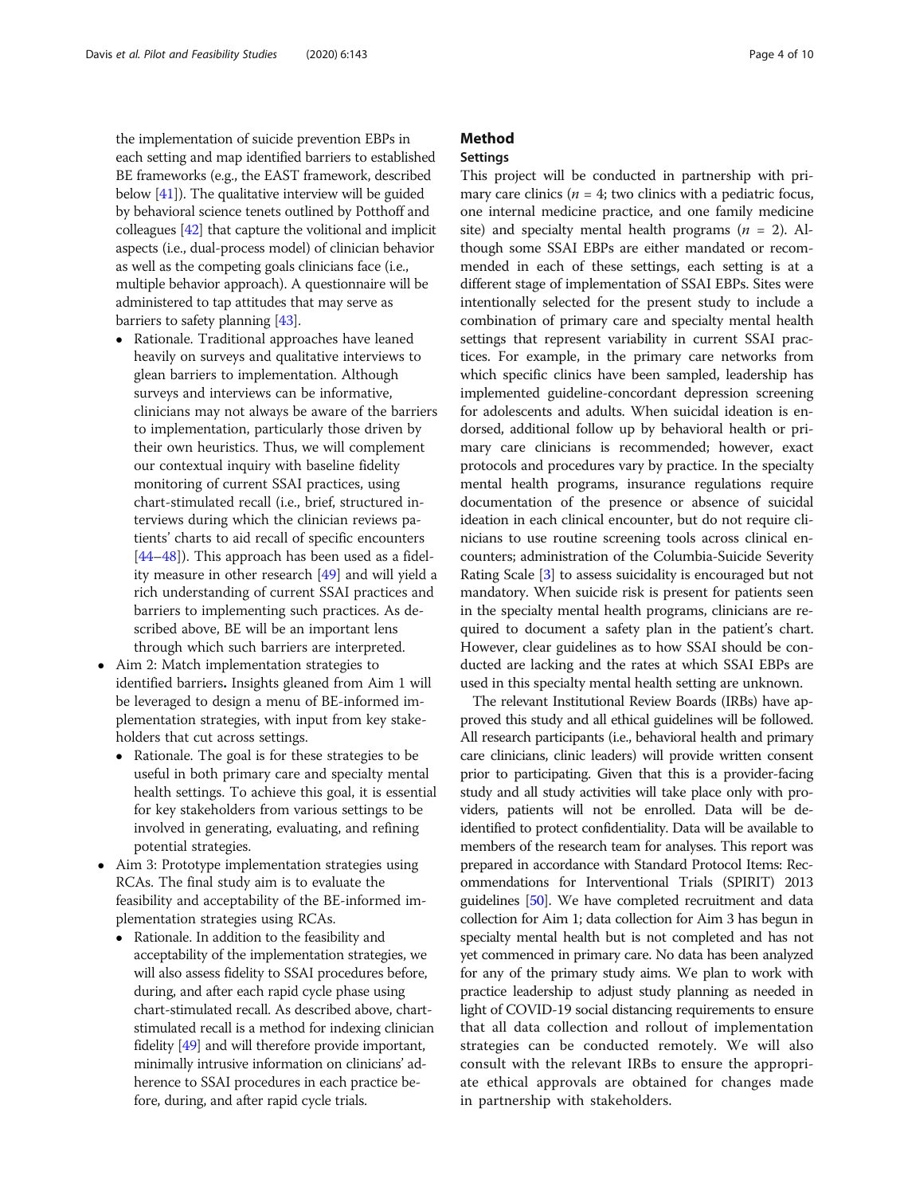the implementation of suicide prevention EBPs in each setting and map identified barriers to established BE frameworks (e.g., the EAST framework, described below [41]). The qualitative interview will be guided by behavioral science tenets outlined by Potthoff and colleagues [42] that capture the volitional and implicit aspects (i.e., dual-process model) of clinician behavior as well as the competing goals clinicians face (i.e., multiple behavior approach). A questionnaire will be administered to tap attitudes that may serve as barriers to safety planning [43].

- Rationale. Traditional approaches have leaned heavily on surveys and qualitative interviews to glean barriers to implementation. Although surveys and interviews can be informative, clinicians may not always be aware of the barriers to implementation, particularly those driven by their own heuristics. Thus, we will complement our contextual inquiry with baseline fidelity monitoring of current SSAI practices, using chart-stimulated recall (i.e., brief, structured interviews during which the clinician reviews patients' charts to aid recall of specific encounters [44–48]). This approach has been used as a fidelity measure in other research [49] and will yield a rich understanding of current SSAI practices and barriers to implementing such practices. As described above, BE will be an important lens through which such barriers are interpreted.

- Aim 2: Match implementation strategies to identified barriers**.** Insights gleaned from Aim 1 will be leveraged to design a menu of BE-informed implementation strategies, with input from key stakeholders that cut across settings.
  - Rationale. The goal is for these strategies to be useful in both primary care and specialty mental health settings. To achieve this goal, it is essential for key stakeholders from various settings to be involved in generating, evaluating, and refining potential strategies.
- Aim 3: Prototype implementation strategies using RCAs. The final study aim is to evaluate the feasibility and acceptability of the BE-informed implementation strategies using RCAs.
  - Rationale. In addition to the feasibility and acceptability of the implementation strategies, we will also assess fidelity to SSAI procedures before, during, and after each rapid cycle phase using chart-stimulated recall. As described above, chart-stimulated recall is a method for indexing clinician fidelity [49] and will therefore provide important, minimally intrusive information on clinicians' adherence to SSAI procedures in each practice before, during, and after rapid cycle trials.

## Method

### Settings

This project will be conducted in partnership with primary care clinics ($n$ = 4; two clinics with a pediatric focus, one internal medicine practice, and one family medicine site) and specialty mental health programs ($n$ = 2). Although some SSAI EBPs are either mandated or recommended in each of these settings, each setting is at a different stage of implementation of SSAI EBPs. Sites were intentionally selected for the present study to include a combination of primary care and specialty mental health settings that represent variability in current SSAI practices. For example, in the primary care networks from which specific clinics have been sampled, leadership has implemented guideline-concordant depression screening for adolescents and adults. When suicidal ideation is endorsed, additional follow up by behavioral health or primary care clinicians is recommended; however, exact protocols and procedures vary by practice. In the specialty mental health programs, insurance regulations require documentation of the presence or absence of suicidal ideation in each clinical encounter, but do not require clinicians to use routine screening tools across clinical encounters; administration of the Columbia-Suicide Severity Rating Scale [3] to assess suicidality is encouraged but not mandatory. When suicide risk is present for patients seen in the specialty mental health programs, clinicians are required to document a safety plan in the patient's chart. However, clear guidelines as to how SSAI should be conducted are lacking and the rates at which SSAI EBPs are used in this specialty mental health setting are unknown.

The relevant Institutional Review Boards (IRBs) have approved this study and all ethical guidelines will be followed. All research participants (i.e., behavioral health and primary care clinicians, clinic leaders) will provide written consent prior to participating. Given that this is a provider-facing study and all study activities will take place only with providers, patients will not be enrolled. Data will be de-identified to protect confidentiality. Data will be available to members of the research team for analyses. This report was prepared in accordance with Standard Protocol Items: Recommendations for Interventional Trials (SPIRIT) 2013 guidelines [50]. We have completed recruitment and data collection for Aim 1; data collection for Aim 3 has begun in specialty mental health but is not completed and has not yet commenced in primary care. No data has been analyzed for any of the primary study aims. We plan to work with practice leadership to adjust study planning as needed in light of COVID-19 social distancing requirements to ensure that all data collection and rollout of implementation strategies can be conducted remotely. We will also consult with the relevant IRBs to ensure the appropriate ethical approvals are obtained for changes made in partnership with stakeholders.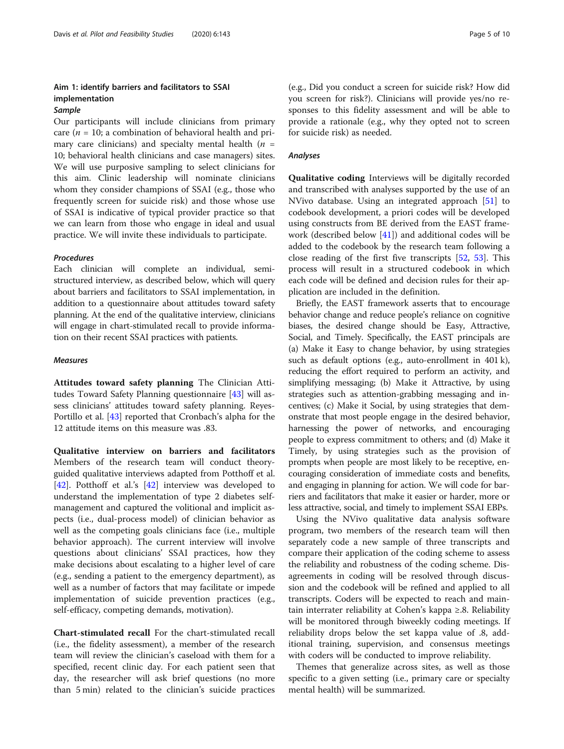## Aim 1: identify barriers and facilitators to SSAI implementation

### *Sample*

Our participants will include clinicians from primary care ($n$ = 10; a combination of behavioral health and primary care clinicians) and specialty mental health ($n$ = 10; behavioral health clinicians and case managers) sites. We will use purposive sampling to select clinicians for this aim. Clinic leadership will nominate clinicians whom they consider champions of SSAI (e.g., those who frequently screen for suicide risk) and those whose use of SSAI is indicative of typical provider practice so that we can learn from those who engage in ideal and usual practice. We will invite these individuals to participate.

### *Procedures*

Each clinician will complete an individual, semi-structured interview, as described below, which will query about barriers and facilitators to SSAI implementation, in addition to a questionnaire about attitudes toward safety planning. At the end of the qualitative interview, clinicians will engage in chart-stimulated recall to provide information on their recent SSAI practices with patients.

### *Measures*

**Attitudes toward safety planning** The Clinician Attitudes Toward Safety Planning questionnaire [43] will assess clinicians' attitudes toward safety planning. Reyes-Portillo et al. [43] reported that Cronbach's alpha for the 12 attitude items on this measure was .83.

**Qualitative interview on barriers and facilitators** Members of the research team will conduct theory-guided qualitative interviews adapted from Potthoff et al. [42]. Potthoff et al.'s [42] interview was developed to understand the implementation of type 2 diabetes self-management and captured the volitional and implicit aspects (i.e., dual-process model) of clinician behavior as well as the competing goals clinicians face (i.e., multiple behavior approach). The current interview will involve questions about clinicians' SSAI practices, how they make decisions about escalating to a higher level of care (e.g., sending a patient to the emergency department), as well as a number of factors that may facilitate or impede implementation of suicide prevention practices (e.g., self-efficacy, competing demands, motivation).

**Chart-stimulated recall** For the chart-stimulated recall (i.e., the fidelity assessment), a member of the research team will review the clinician's caseload with them for a specified, recent clinic day. For each patient seen that day, the researcher will ask brief questions (no more than 5 min) related to the clinician's suicide practices (e.g., Did you conduct a screen for suicide risk? How did you screen for risk?). Clinicians will provide yes/no responses to this fidelity assessment and will be able to provide a rationale (e.g., why they opted not to screen for suicide risk) as needed.

### *Analyses*

**Qualitative coding** Interviews will be digitally recorded and transcribed with analyses supported by the use of an NVivo database. Using an integrated approach [51] to codebook development, a priori codes will be developed using constructs from BE derived from the EAST framework (described below [41]) and additional codes will be added to the codebook by the research team following a close reading of the first five transcripts [52, 53]. This process will result in a structured codebook in which each code will be defined and decision rules for their application are included in the definition.

Briefly, the EAST framework asserts that to encourage behavior change and reduce people's reliance on cognitive biases, the desired change should be Easy, Attractive, Social, and Timely. Specifically, the EAST principals are (a) Make it Easy to change behavior, by using strategies such as default options (e.g., auto-enrollment in 401 k), reducing the effort required to perform an activity, and simplifying messaging; (b) Make it Attractive, by using strategies such as attention-grabbing messaging and incentives; (c) Make it Social, by using strategies that demonstrate that most people engage in the desired behavior, harnessing the power of networks, and encouraging people to express commitment to others; and (d) Make it Timely, by using strategies such as the provision of prompts when people are most likely to be receptive, encouraging consideration of immediate costs and benefits, and engaging in planning for action. We will code for barriers and facilitators that make it easier or harder, more or less attractive, social, and timely to implement SSAI EBPs.

Using the NVivo qualitative data analysis software program, two members of the research team will then separately code a new sample of three transcripts and compare their application of the coding scheme to assess the reliability and robustness of the coding scheme. Disagreements in coding will be resolved through discussion and the codebook will be refined and applied to all transcripts. Coders will be expected to reach and maintain interrater reliability at Cohen's kappa ≥.8. Reliability will be monitored through biweekly coding meetings. If reliability drops below the set kappa value of .8, additional training, supervision, and consensus meetings with coders will be conducted to improve reliability.

Themes that generalize across sites, as well as those specific to a given setting (i.e., primary care or specialty mental health) will be summarized.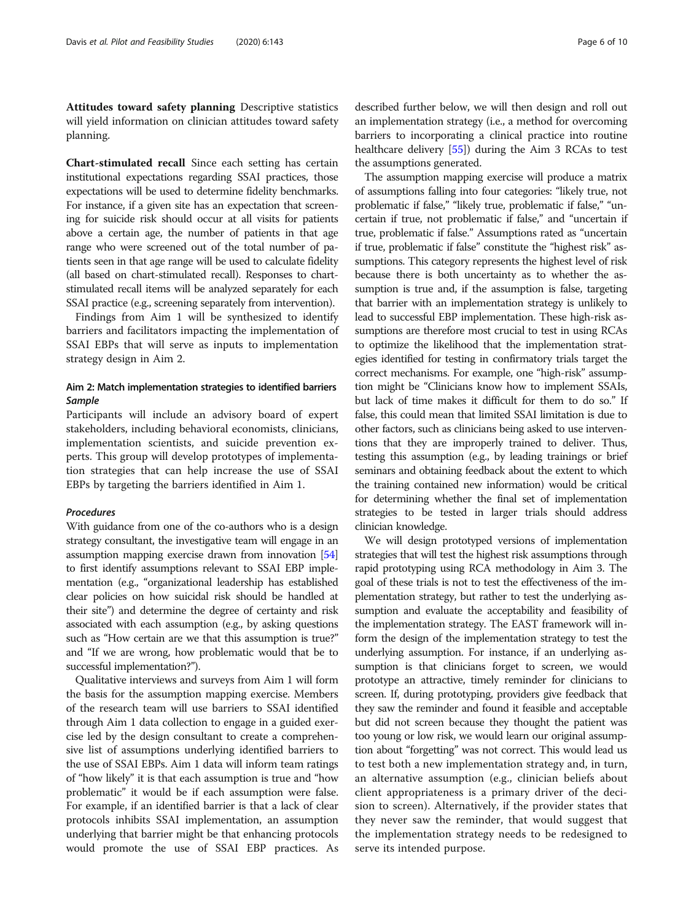**Attitudes toward safety planning** Descriptive statistics will yield information on clinician attitudes toward safety planning.

**Chart-stimulated recall** Since each setting has certain institutional expectations regarding SSAI practices, those expectations will be used to determine fidelity benchmarks. For instance, if a given site has an expectation that screening for suicide risk should occur at all visits for patients above a certain age, the number of patients in that age range who were screened out of the total number of patients seen in that age range will be used to calculate fidelity (all based on chart-stimulated recall). Responses to chart-stimulated recall items will be analyzed separately for each SSAI practice (e.g., screening separately from intervention).

Findings from Aim 1 will be synthesized to identify barriers and facilitators impacting the implementation of SSAI EBPs that will serve as inputs to implementation strategy design in Aim 2.

## Aim 2: Match implementation strategies to identified barriers

### *Sample*

Participants will include an advisory board of expert stakeholders, including behavioral economists, clinicians, implementation scientists, and suicide prevention experts. This group will develop prototypes of implementation strategies that can help increase the use of SSAI EBPs by targeting the barriers identified in Aim 1.

### *Procedures*

With guidance from one of the co-authors who is a design strategy consultant, the investigative team will engage in an assumption mapping exercise drawn from innovation [54] to first identify assumptions relevant to SSAI EBP implementation (e.g., "organizational leadership has established clear policies on how suicidal risk should be handled at their site") and determine the degree of certainty and risk associated with each assumption (e.g., by asking questions such as "How certain are we that this assumption is true?" and "If we are wrong, how problematic would that be to successful implementation?").

Qualitative interviews and surveys from Aim 1 will form the basis for the assumption mapping exercise. Members of the research team will use barriers to SSAI identified through Aim 1 data collection to engage in a guided exercise led by the design consultant to create a comprehensive list of assumptions underlying identified barriers to the use of SSAI EBPs. Aim 1 data will inform team ratings of "how likely" it is that each assumption is true and "how problematic" it would be if each assumption were false. For example, if an identified barrier is that a lack of clear protocols inhibits SSAI implementation, an assumption underlying that barrier might be that enhancing protocols would promote the use of SSAI EBP practices. As described further below, we will then design and roll out an implementation strategy (i.e., a method for overcoming barriers to incorporating a clinical practice into routine healthcare delivery [55]) during the Aim 3 RCAs to test the assumptions generated.

The assumption mapping exercise will produce a matrix of assumptions falling into four categories: "likely true, not problematic if false," "likely true, problematic if false," "uncertain if true, not problematic if false," and "uncertain if true, problematic if false." Assumptions rated as "uncertain if true, problematic if false" constitute the "highest risk" assumptions. This category represents the highest level of risk because there is both uncertainty as to whether the assumption is true and, if the assumption is false, targeting that barrier with an implementation strategy is unlikely to lead to successful EBP implementation. These high-risk assumptions are therefore most crucial to test in using RCAs to optimize the likelihood that the implementation strategies identified for testing in confirmatory trials target the correct mechanisms. For example, one "high-risk" assumption might be "Clinicians know how to implement SSAIs, but lack of time makes it difficult for them to do so." If false, this could mean that limited SSAI limitation is due to other factors, such as clinicians being asked to use interventions that they are improperly trained to deliver. Thus, testing this assumption (e.g., by leading trainings or brief seminars and obtaining feedback about the extent to which the training contained new information) would be critical for determining whether the final set of implementation strategies to be tested in larger trials should address clinician knowledge.

We will design prototyped versions of implementation strategies that will test the highest risk assumptions through rapid prototyping using RCA methodology in Aim 3. The goal of these trials is not to test the effectiveness of the implementation strategy, but rather to test the underlying assumption and evaluate the acceptability and feasibility of the implementation strategy. The EAST framework will inform the design of the implementation strategy to test the underlying assumption. For instance, if an underlying assumption is that clinicians forget to screen, we would prototype an attractive, timely reminder for clinicians to screen. If, during prototyping, providers give feedback that they saw the reminder and found it feasible and acceptable but did not screen because they thought the patient was too young or low risk, we would learn our original assumption about "forgetting" was not correct. This would lead us to test both a new implementation strategy and, in turn, an alternative assumption (e.g., clinician beliefs about client appropriateness is a primary driver of the decision to screen). Alternatively, if the provider states that they never saw the reminder, that would suggest that the implementation strategy needs to be redesigned to serve its intended purpose.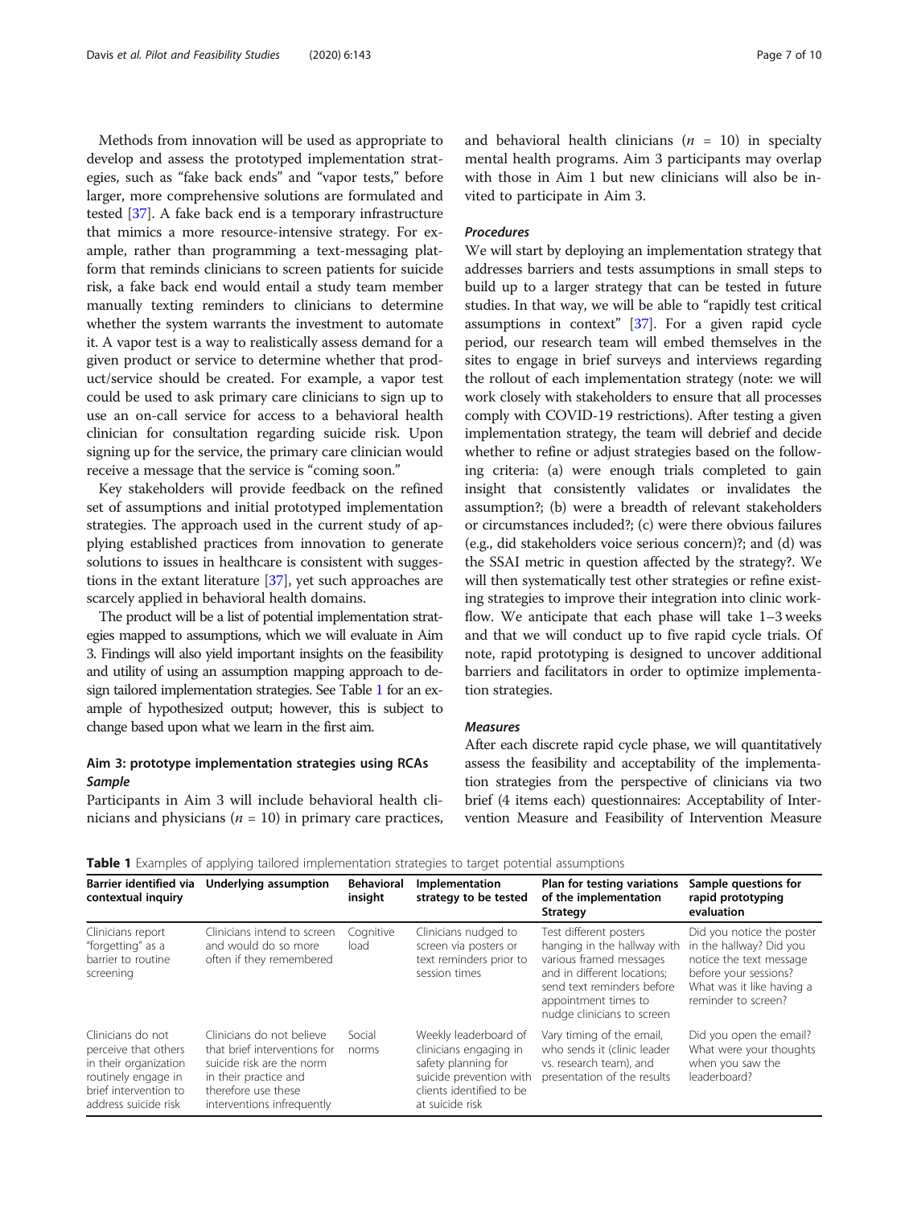Methods from innovation will be used as appropriate to develop and assess the prototyped implementation strategies, such as "fake back ends" and "vapor tests," before larger, more comprehensive solutions are formulated and tested [37]. A fake back end is a temporary infrastructure that mimics a more resource-intensive strategy. For example, rather than programming a text-messaging platform that reminds clinicians to screen patients for suicide risk, a fake back end would entail a study team member manually texting reminders to clinicians to determine whether the system warrants the investment to automate it. A vapor test is a way to realistically assess demand for a given product or service to determine whether that product/service should be created. For example, a vapor test could be used to ask primary care clinicians to sign up to use an on-call service for access to a behavioral health clinician for consultation regarding suicide risk. Upon signing up for the service, the primary care clinician would receive a message that the service is "coming soon."

Key stakeholders will provide feedback on the refined set of assumptions and initial prototyped implementation strategies. The approach used in the current study of applying established practices from innovation to generate solutions to issues in healthcare is consistent with suggestions in the extant literature [37], yet such approaches are scarcely applied in behavioral health domains.

The product will be a list of potential implementation strategies mapped to assumptions, which we will evaluate in Aim 3. Findings will also yield important insights on the feasibility and utility of using an assumption mapping approach to design tailored implementation strategies. See Table 1 for an example of hypothesized output; however, this is subject to change based upon what we learn in the first aim.

## Aim 3: prototype implementation strategies using RCAs

### *Sample*

Participants in Aim 3 will include behavioral health clinicians and physicians ($n$ = 10) in primary care practices, and behavioral health clinicians ($n$ = 10) in specialty mental health programs. Aim 3 participants may overlap with those in Aim 1 but new clinicians will also be invited to participate in Aim 3.

### *Procedures*

We will start by deploying an implementation strategy that addresses barriers and tests assumptions in small steps to build up to a larger strategy that can be tested in future studies. In that way, we will be able to "rapidly test critical assumptions in context" [37]. For a given rapid cycle period, our research team will embed themselves in the sites to engage in brief surveys and interviews regarding the rollout of each implementation strategy (note: we will work closely with stakeholders to ensure that all processes comply with COVID-19 restrictions). After testing a given implementation strategy, the team will debrief and decide whether to refine or adjust strategies based on the following criteria: (a) were enough trials completed to gain insight that consistently validates or invalidates the assumption?; (b) were a breadth of relevant stakeholders or circumstances included?; (c) were there obvious failures (e.g., did stakeholders voice serious concern)?; and (d) was the SSAI metric in question affected by the strategy?. We will then systematically test other strategies or refine existing strategies to improve their integration into clinic workflow. We anticipate that each phase will take 1–3 weeks and that we will conduct up to five rapid cycle trials. Of note, rapid prototyping is designed to uncover additional barriers and facilitators in order to optimize implementation strategies.

### *Measures*

After each discrete rapid cycle phase, we will quantitatively assess the feasibility and acceptability of the implementation strategies from the perspective of clinicians via two brief (4 items each) questionnaires: Acceptability of Intervention Measure and Feasibility of Intervention Measure

**Table 1** Examples of applying tailored implementation strategies to target potential assumptions

| Barrier identified via contextual inquiry | Underlying assumption | Behavioral insight | Implementation strategy to be tested | Plan for testing variations of the implementation Strategy | Sample questions for rapid prototyping evaluation |
|---|---|---|---|---|---|
| Clinicians report "forgetting" as a barrier to routine screening | Clinicians intend to screen and would do so more often if they remembered | Cognitive load | Clinicians nudged to screen via posters or text reminders prior to session times | Test different posters hanging in the hallway with various framed messages and in different locations; send text reminders before appointment times to nudge clinicians to screen | Did you notice the poster in the hallway? Did you notice the text message before your sessions? What was it like having a reminder to screen? |
| Clinicians do not perceive that others in their organization routinely engage in brief intervention to address suicide risk | Clinicians do not believe that brief interventions for suicide risk are the norm in their practice and therefore use these interventions infrequently | Social norms | Weekly leaderboard of clinicians engaging in safety planning for suicide prevention with clients identified to be at suicide risk | Vary timing of the email, who sends it (clinic leader vs. research team), and presentation of the results | Did you open the email? What were your thoughts when you saw the leaderboard? |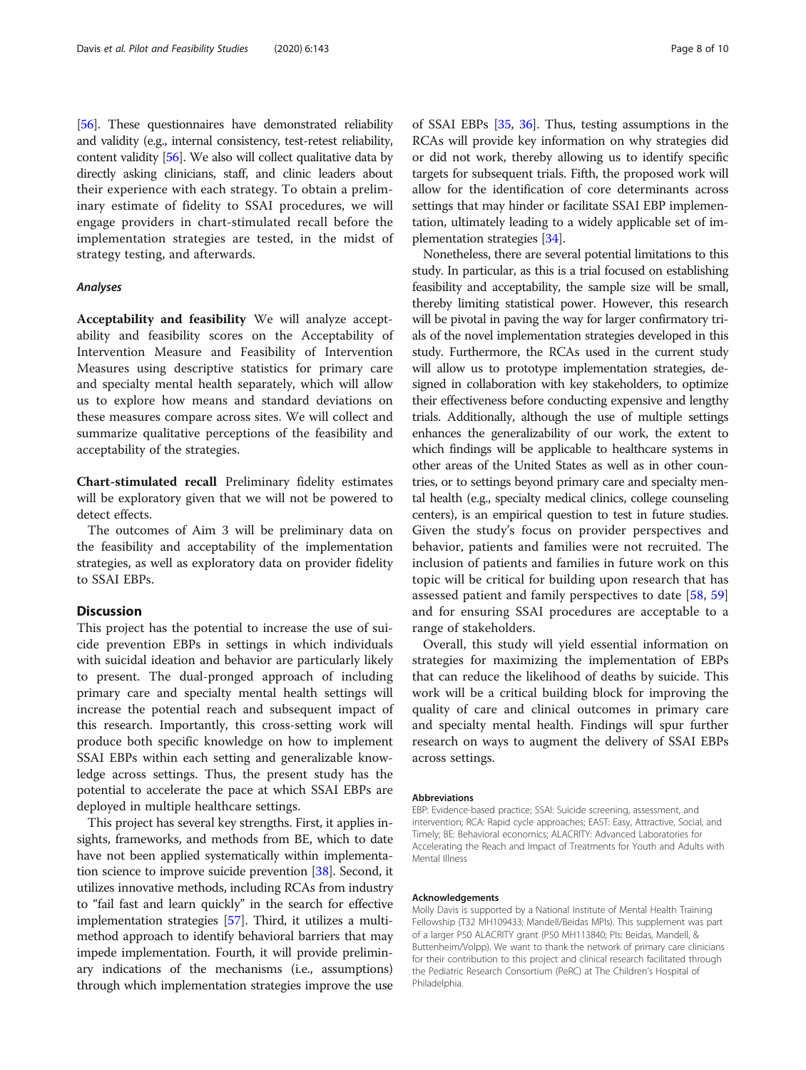[56]. These questionnaires have demonstrated reliability and validity (e.g., internal consistency, test-retest reliability, content validity [56]. We also will collect qualitative data by directly asking clinicians, staff, and clinic leaders about their experience with each strategy. To obtain a preliminary estimate of fidelity to SSAI procedures, we will engage providers in chart-stimulated recall before the implementation strategies are tested, in the midst of strategy testing, and afterwards.

### *Analyses*

**Acceptability and feasibility** We will analyze acceptability and feasibility scores on the Acceptability of Intervention Measure and Feasibility of Intervention Measures using descriptive statistics for primary care and specialty mental health separately, which will allow us to explore how means and standard deviations on these measures compare across sites. We will collect and summarize qualitative perceptions of the feasibility and acceptability of the strategies.

**Chart-stimulated recall** Preliminary fidelity estimates will be exploratory given that we will not be powered to detect effects.

The outcomes of Aim 3 will be preliminary data on the feasibility and acceptability of the implementation strategies, as well as exploratory data on provider fidelity to SSAI EBPs.

## Discussion

This project has the potential to increase the use of suicide prevention EBPs in settings in which individuals with suicidal ideation and behavior are particularly likely to present. The dual-pronged approach of including primary care and specialty mental health settings will increase the potential reach and subsequent impact of this research. Importantly, this cross-setting work will produce both specific knowledge on how to implement SSAI EBPs within each setting and generalizable knowledge across settings. Thus, the present study has the potential to accelerate the pace at which SSAI EBPs are deployed in multiple healthcare settings.

This project has several key strengths. First, it applies insights, frameworks, and methods from BE, which to date have not been applied systematically within implementation science to improve suicide prevention [38]. Second, it utilizes innovative methods, including RCAs from industry to "fail fast and learn quickly" in the search for effective implementation strategies [57]. Third, it utilizes a multi-method approach to identify behavioral barriers that may impede implementation. Fourth, it will provide preliminary indications of the mechanisms (i.e., assumptions) through which implementation strategies improve the use of SSAI EBPs [35, 36]. Thus, testing assumptions in the RCAs will provide key information on why strategies did or did not work, thereby allowing us to identify specific targets for subsequent trials. Fifth, the proposed work will allow for the identification of core determinants across settings that may hinder or facilitate SSAI EBP implementation, ultimately leading to a widely applicable set of implementation strategies [34].

Nonetheless, there are several potential limitations to this study. In particular, as this is a trial focused on establishing feasibility and acceptability, the sample size will be small, thereby limiting statistical power. However, this research will be pivotal in paving the way for larger confirmatory trials of the novel implementation strategies developed in this study. Furthermore, the RCAs used in the current study will allow us to prototype implementation strategies, designed in collaboration with key stakeholders, to optimize their effectiveness before conducting expensive and lengthy trials. Additionally, although the use of multiple settings enhances the generalizability of our work, the extent to which findings will be applicable to healthcare systems in other areas of the United States as well as in other countries, or to settings beyond primary care and specialty mental health (e.g., specialty medical clinics, college counseling centers), is an empirical question to test in future studies. Given the study's focus on provider perspectives and behavior, patients and families were not recruited. The inclusion of patients and families in future work on this topic will be critical for building upon research that has assessed patient and family perspectives to date [58, 59] and for ensuring SSAI procedures are acceptable to a range of stakeholders.

Overall, this study will yield essential information on strategies for maximizing the implementation of EBPs that can reduce the likelihood of deaths by suicide. This work will be a critical building block for improving the quality of care and clinical outcomes in primary care and specialty mental health. Findings will spur further research on ways to augment the delivery of SSAI EBPs across settings.

#### Abbreviations

EBP: Evidence-based practice; SSAI: Suicide screening, assessment, and intervention; RCA: Rapid cycle approaches; EAST: Easy, Attractive, Social, and Timely; BE: Behavioral economics; ALACRITY: Advanced Laboratories for Accelerating the Reach and Impact of Treatments for Youth and Adults with Mental Illness

#### Acknowledgements

Molly Davis is supported by a National Institute of Mental Health Training Fellowship (T32 MH109433; Mandell/Beidas MPIs). This supplement was part of a larger P50 ALACRITY grant (P50 MH113840; PIs: Beidas, Mandell, & Buttenheim/Volpp). We want to thank the network of primary care clinicians for their contribution to this project and clinical research facilitated through the Pediatric Research Consortium (PeRC) at The Children's Hospital of Philadelphia.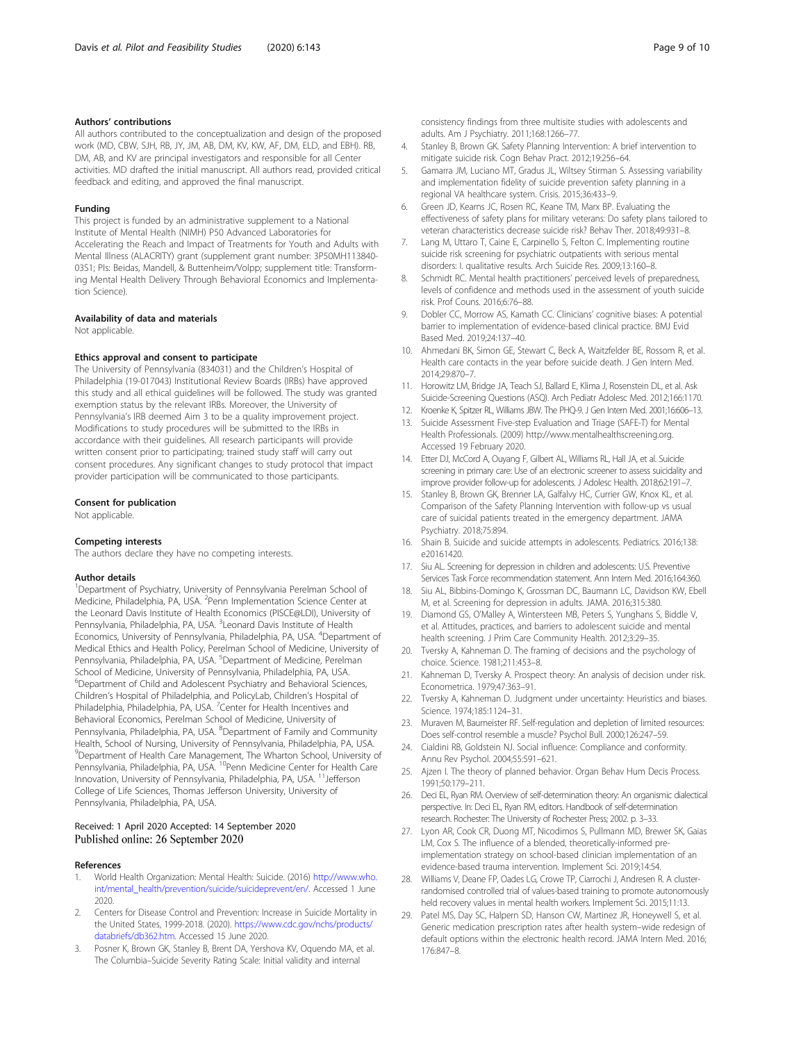#### Authors' contributions

All authors contributed to the conceptualization and design of the proposed work (MD, CBW, SJH, RB, JY, JM, AB, DM, KV, KW, AF, DM, ELD, and EBH). RB, DM, AB, and KV are principal investigators and responsible for all Center activities. MD drafted the initial manuscript. All authors read, provided critical feedback and editing, and approved the final manuscript.

#### Funding

This project is funded by an administrative supplement to a National Institute of Mental Health (NIMH) P50 Advanced Laboratories for Accelerating the Reach and Impact of Treatments for Youth and Adults with Mental Illness (ALACRITY) grant (supplement grant number: 3P50MH113840-03S1; PIs: Beidas, Mandell, & Buttenheim/Volpp; supplement title: Transforming Mental Health Delivery Through Behavioral Economics and Implementation Science).

#### Availability of data and materials

Not applicable.

#### Ethics approval and consent to participate

The University of Pennsylvania (834031) and the Children's Hospital of Philadelphia (19-017043) Institutional Review Boards (IRBs) have approved this study and all ethical guidelines will be followed. The study was granted exemption status by the relevant IRBs. Moreover, the University of Pennsylvania's IRB deemed Aim 3 to be a quality improvement project. Modifications to study procedures will be submitted to the IRBs in accordance with their guidelines. All research participants will provide written consent prior to participating; trained study staff will carry out consent procedures. Any significant changes to study protocol that impact provider participation will be communicated to those participants.

#### Consent for publication

Not applicable.

#### Competing interests

The authors declare they have no competing interests.

#### Author details

[1]Department of Psychiatry, University of Pennsylvania Perelman School of Medicine, Philadelphia, PA, USA. [2]Penn Implementation Science Center at the Leonard Davis Institute of Health Economics (PISCE@LDI), University of Pennsylvania, Philadelphia, PA, USA. [3]Leonard Davis Institute of Health Economics, University of Pennsylvania, Philadelphia, PA, USA. [4]Department of Medical Ethics and Health Policy, Perelman School of Medicine, University of Pennsylvania, Philadelphia, PA, USA. [5]Department of Medicine, Perelman School of Medicine, University of Pennsylvania, Philadelphia, PA, USA. [6]Department of Child and Adolescent Psychiatry and Behavioral Sciences, Children's Hospital of Philadelphia, and PolicyLab, Children's Hospital of Philadelphia, Philadelphia, PA, USA. [7]Center for Health Incentives and Behavioral Economics, Perelman School of Medicine, University of Pennsylvania, Philadelphia, PA, USA. [8]Department of Family and Community Health, School of Nursing, University of Pennsylvania, Philadelphia, PA, USA. [9]Department of Health Care Management, The Wharton School, University of Pennsylvania, Philadelphia, PA, USA. [10]Penn Medicine Center for Health Care Innovation, University of Pennsylvania, Philadelphia, PA, USA. [11]Jefferson College of Life Sciences, Thomas Jefferson University, University of Pennsylvania, Philadelphia, PA, USA.

Received: 1 April 2020 Accepted: 14 September 2020
Published online: 26 September 2020

#### References

1. World Health Organization: Mental Health: Suicide. (2016) http://www.who.int/mental_health/prevention/suicide/suicideprevent/en/. Accessed 1 June 2020.
2. Centers for Disease Control and Prevention: Increase in Suicide Mortality in the United States, 1999-2018. (2020). https://www.cdc.gov/nchs/products/databriefs/db362.htm. Accessed 15 June 2020.
3. Posner K, Brown GK, Stanley B, Brent DA, Yershova KV, Oquendo MA, et al. The Columbia–Suicide Severity Rating Scale: Initial validity and internal consistency findings from three multisite studies with adolescents and adults. Am J Psychiatry. 2011;168:1266–77.
4. Stanley B, Brown GK. Safety Planning Intervention: A brief intervention to mitigate suicide risk. Cogn Behav Pract. 2012;19:256–64.
5. Gamarra JM, Luciano MT, Gradus JL, Wiltsey Stirman S. Assessing variability and implementation fidelity of suicide prevention safety planning in a regional VA healthcare system. Crisis. 2015;36:433–9.
6. Green JD, Kearns JC, Rosen RC, Keane TM, Marx BP. Evaluating the effectiveness of safety plans for military veterans: Do safety plans tailored to veteran characteristics decrease suicide risk? Behav Ther. 2018;49:931–8.
7. Lang M, Uttaro T, Caine E, Carpinello S, Felton C. Implementing routine suicide risk screening for psychiatric outpatients with serious mental disorders: I. qualitative results. Arch Suicide Res. 2009;13:160–8.
8. Schmidt RC. Mental health practitioners' perceived levels of preparedness, levels of confidence and methods used in the assessment of youth suicide risk. Prof Couns. 2016;6:76–88.
9. Dobler CC, Morrow AS, Kamath CC. Clinicians' cognitive biases: A potential barrier to implementation of evidence-based clinical practice. BMJ Evid Based Med. 2019;24:137–40.
10. Ahmedani BK, Simon GE, Stewart C, Beck A, Waitzfelder BE, Rossom R, et al. Health care contacts in the year before suicide death. J Gen Intern Med. 2014;29:870–7.
11. Horowitz LM, Bridge JA, Teach SJ, Ballard E, Klima J, Rosenstein DL, et al. Ask Suicide-Screening Questions (ASQ). Arch Pediatr Adolesc Med. 2012;166:1170.
12. Kroenke K, Spitzer RL, Williams JBW. The PHQ-9. J Gen Intern Med. 2001;16:606–13.
13. Suicide Assessment Five-step Evaluation and Triage (SAFE-T) for Mental Health Professionals. (2009) http://www.mentalhealthscreening.org. Accessed 19 February 2020.
14. Etter DJ, McCord A, Ouyang F, Gilbert AL, Williams RL, Hall JA, et al. Suicide screening in primary care: Use of an electronic screener to assess suicidality and improve provider follow-up for adolescents. J Adolesc Health. 2018;62:191–7.
15. Stanley B, Brown GK, Brenner LA, Galfalvy HC, Currier GW, Knox KL, et al. Comparison of the Safety Planning Intervention with follow-up vs usual care of suicidal patients treated in the emergency department. JAMA Psychiatry. 2018;75:894.
16. Shain B. Suicide and suicide attempts in adolescents. Pediatrics. 2016;138: e20161420.
17. Siu AL. Screening for depression in children and adolescents: U.S. Preventive Services Task Force recommendation statement. Ann Intern Med. 2016;164:360.
18. Siu AL, Bibbins-Domingo K, Grossman DC, Baumann LC, Davidson KW, Ebell M, et al. Screening for depression in adults. JAMA. 2016;315:380.
19. Diamond GS, O'Malley A, Wintersteen MB, Peters S, Yunghans S, Biddle V, et al. Attitudes, practices, and barriers to adolescent suicide and mental health screening. J Prim Care Community Health. 2012;3:29–35.
20. Tversky A, Kahneman D. The framing of decisions and the psychology of choice. Science. 1981;211:453–8.
21. Kahneman D, Tversky A. Prospect theory: An analysis of decision under risk. Econometrica. 1979;47:363–91.
22. Tversky A, Kahneman D. Judgment under uncertainty: Heuristics and biases. Science. 1974;185:1124–31.
23. Muraven M, Baumeister RF. Self-regulation and depletion of limited resources: Does self-control resemble a muscle? Psychol Bull. 2000;126:247–59.
24. Cialdini RB, Goldstein NJ. Social influence: Compliance and conformity. Annu Rev Psychol. 2004;55:591–621.
25. Ajzen I. The theory of planned behavior. Organ Behav Hum Decis Process. 1991;50:179–211.
26. Deci EL, Ryan RM. Overview of self-determination theory: An organismic dialectical perspective. In: Deci EL, Ryan RM, editors. Handbook of self-determination research. Rochester: The University of Rochester Press; 2002. p. 3–33.
27. Lyon AR, Cook CR, Duong MT, Nicodimos S, Pullmann MD, Brewer SK, Gaias LM, Cox S. The influence of a blended, theoretically-informed pre-implementation strategy on school-based clinician implementation of an evidence-based trauma intervention. Implement Sci. 2019;14:54.
28. Williams V, Deane FP, Oades LG, Crowe TP, Ciarrochi J, Andresen R. A cluster-randomised controlled trial of values-based training to promote autonomously held recovery values in mental health workers. Implement Sci. 2015;11:13.
29. Patel MS, Day SC, Halpern SD, Hanson CW, Martinez JR, Honeywell S, et al. Generic medication prescription rates after health system–wide redesign of default options within the electronic health record. JAMA Intern Med. 2016; 176:847–8.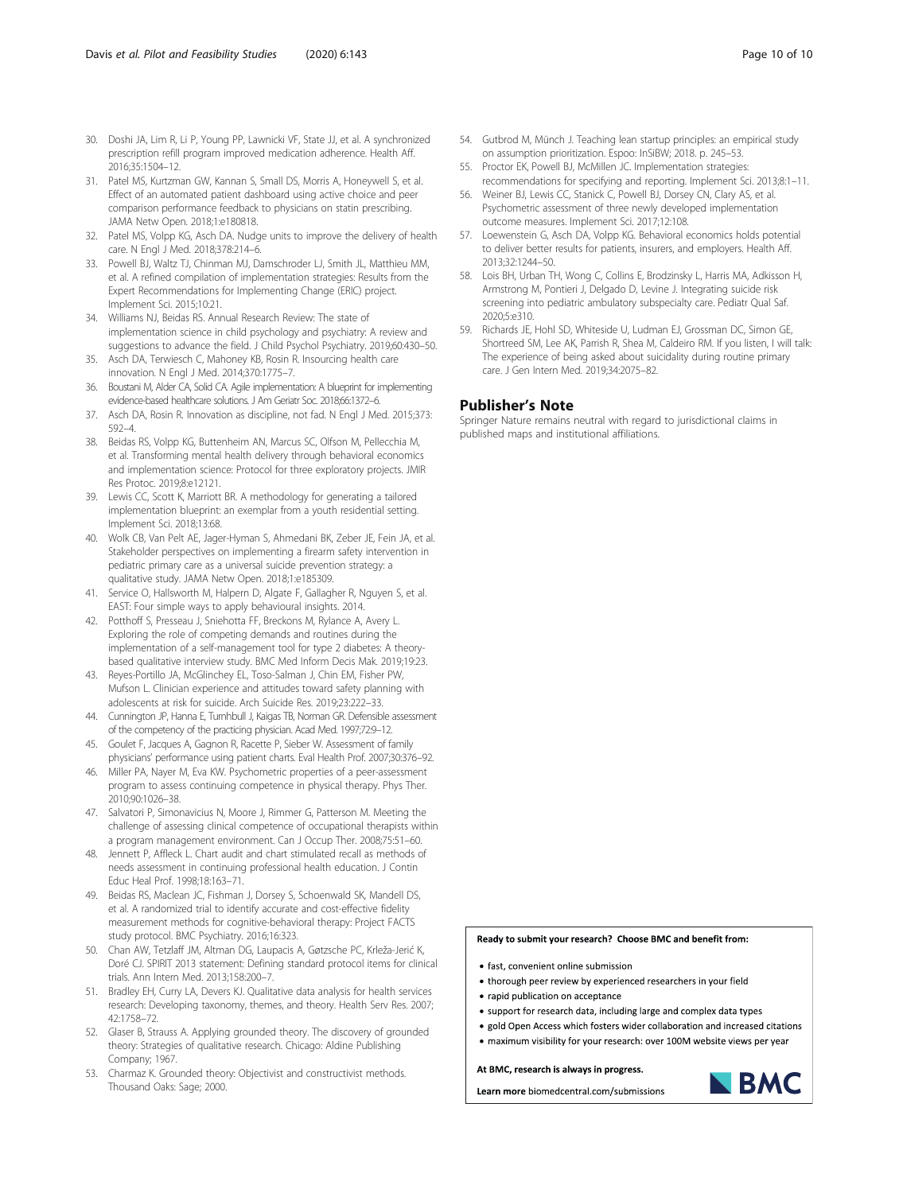30. Doshi JA, Lim R, Li P, Young PP, Lawnicki VF, State JJ, et al. A synchronized prescription refill program improved medication adherence. Health Aff. 2016;35:1504–12.
31. Patel MS, Kurtzman GW, Kannan S, Small DS, Morris A, Honeywell S, et al. Effect of an automated patient dashboard using active choice and peer comparison performance feedback to physicians on statin prescribing. JAMA Netw Open. 2018;1:e180818.
32. Patel MS, Volpp KG, Asch DA. Nudge units to improve the delivery of health care. N Engl J Med. 2018;378:214–6.
33. Powell BJ, Waltz TJ, Chinman MJ, Damschroder LJ, Smith JL, Matthieu MM, et al. A refined compilation of implementation strategies: Results from the Expert Recommendations for Implementing Change (ERIC) project. Implement Sci. 2015;10:21.
34. Williams NJ, Beidas RS. Annual Research Review: The state of implementation science in child psychology and psychiatry: A review and suggestions to advance the field. J Child Psychol Psychiatry. 2019;60:430–50.
35. Asch DA, Terwiesch C, Mahoney KB, Rosin R. Insourcing health care innovation. N Engl J Med. 2014;370:1775–7.
36. Boustani M, Alder CA, Solid CA. Agile implementation: A blueprint for implementing evidence-based healthcare solutions. J Am Geriatr Soc. 2018;66:1372–6.
37. Asch DA, Rosin R. Innovation as discipline, not fad. N Engl J Med. 2015;373:592–4.
38. Beidas RS, Volpp KG, Buttenheim AN, Marcus SC, Olfson M, Pellecchia M, et al. Transforming mental health delivery through behavioral economics and implementation science: Protocol for three exploratory projects. JMIR Res Protoc. 2019;8:e12121.
39. Lewis CC, Scott K, Marriott BR. A methodology for generating a tailored implementation blueprint: an exemplar from a youth residential setting. Implement Sci. 2018;13:68.
40. Wolk CB, Van Pelt AE, Jager-Hyman S, Ahmedani BK, Zeber JE, Fein JA, et al. Stakeholder perspectives on implementing a firearm safety intervention in pediatric primary care as a universal suicide prevention strategy: a qualitative study. JAMA Netw Open. 2018;1:e185309.
41. Service O, Hallsworth M, Halpern D, Algate F, Gallagher R, Nguyen S, et al. EAST: Four simple ways to apply behavioural insights. 2014.
42. Potthoff S, Presseau J, Sniehotta FF, Breckons M, Rylance A, Avery L. Exploring the role of competing demands and routines during the implementation of a self-management tool for type 2 diabetes: A theory-based qualitative interview study. BMC Med Inform Decis Mak. 2019;19:23.
43. Reyes-Portillo JA, McGlinchey EL, Toso-Salman J, Chin EM, Fisher PW, Mufson L. Clinician experience and attitudes toward safety planning with adolescents at risk for suicide. Arch Suicide Res. 2019;23:222–33.
44. Cunnington JP, Hanna E, Turnhbull J, Kaigas TB, Norman GR. Defensible assessment of the competency of the practicing physician. Acad Med. 1997;72:9–12.
45. Goulet F, Jacques A, Gagnon R, Racette P, Sieber W. Assessment of family physicians' performance using patient charts. Eval Health Prof. 2007;30:376–92.
46. Miller PA, Nayer M, Eva KW. Psychometric properties of a peer-assessment program to assess continuing competence in physical therapy. Phys Ther. 2010;90:1026–38.
47. Salvatori P, Simonavicius N, Moore J, Rimmer G, Patterson M. Meeting the challenge of assessing clinical competence of occupational therapists within a program management environment. Can J Occup Ther. 2008;75:51–60.
48. Jennett P, Affleck L. Chart audit and chart stimulated recall as methods of needs assessment in continuing professional health education. J Contin Educ Heal Prof. 1998;18:163–71.
49. Beidas RS, Maclean JC, Fishman J, Dorsey S, Schoenwald SK, Mandell DS, et al. A randomized trial to identify accurate and cost-effective fidelity measurement methods for cognitive-behavioral therapy: Project FACTS study protocol. BMC Psychiatry. 2016;16:323.
50. Chan AW, Tetzlaff JM, Altman DG, Laupacis A, Gøtzsche PC, Krleža-Jerić K, Doré CJ. SPIRIT 2013 statement: Defining standard protocol items for clinical trials. Ann Intern Med. 2013;158:200–7.
51. Bradley EH, Curry LA, Devers KJ. Qualitative data analysis for health services research: Developing taxonomy, themes, and theory. Health Serv Res. 2007;42:1758–72.
52. Glaser B, Strauss A. Applying grounded theory. The discovery of grounded theory: Strategies of qualitative research. Chicago: Aldine Publishing Company; 1967.
53. Charmaz K. Grounded theory: Objectivist and constructivist methods. Thousand Oaks: Sage; 2000.
54. Gutbrod M, Münch J. Teaching lean startup principles: an empirical study on assumption prioritization. Espoo: InSiBW; 2018. p. 245–53.
55. Proctor EK, Powell BJ, McMillen JC. Implementation strategies: recommendations for specifying and reporting. Implement Sci. 2013;8:1–11.
56. Weiner BJ, Lewis CC, Stanick C, Powell BJ, Dorsey CN, Clary AS, et al. Psychometric assessment of three newly developed implementation outcome measures. Implement Sci. 2017;12:108.
57. Loewenstein G, Asch DA, Volpp KG. Behavioral economics holds potential to deliver better results for patients, insurers, and employers. Health Aff. 2013;32:1244–50.
58. Lois BH, Urban TH, Wong C, Collins E, Brodzinsky L, Harris MA, Adkisson H, Armstrong M, Pontieri J, Delgado D, Levine J. Integrating suicide risk screening into pediatric ambulatory subspecialty care. Pediatr Qual Saf. 2020;5:e310.
59. Richards JE, Hohl SD, Whiteside U, Ludman EJ, Grossman DC, Simon GE, Shortreed SM, Lee AK, Parrish R, Shea M, Caldeiro RM. If you listen, I will talk: The experience of being asked about suicidality during routine primary care. J Gen Intern Med. 2019;34:2075–82.

## Publisher's Note

Springer Nature remains neutral with regard to jurisdictional claims in published maps and institutional affiliations.

**Ready to submit your research? Choose BMC and benefit from:**

- fast, convenient online submission
- thorough peer review by experienced researchers in your field
- rapid publication on acceptance
- support for research data, including large and complex data types
- gold Open Access which fosters wider collaboration and increased citations
- maximum visibility for your research: over 100M website views per year

**At BMC, research is always in progress.**

**Learn more** biomedcentral.com/submissions

BMC